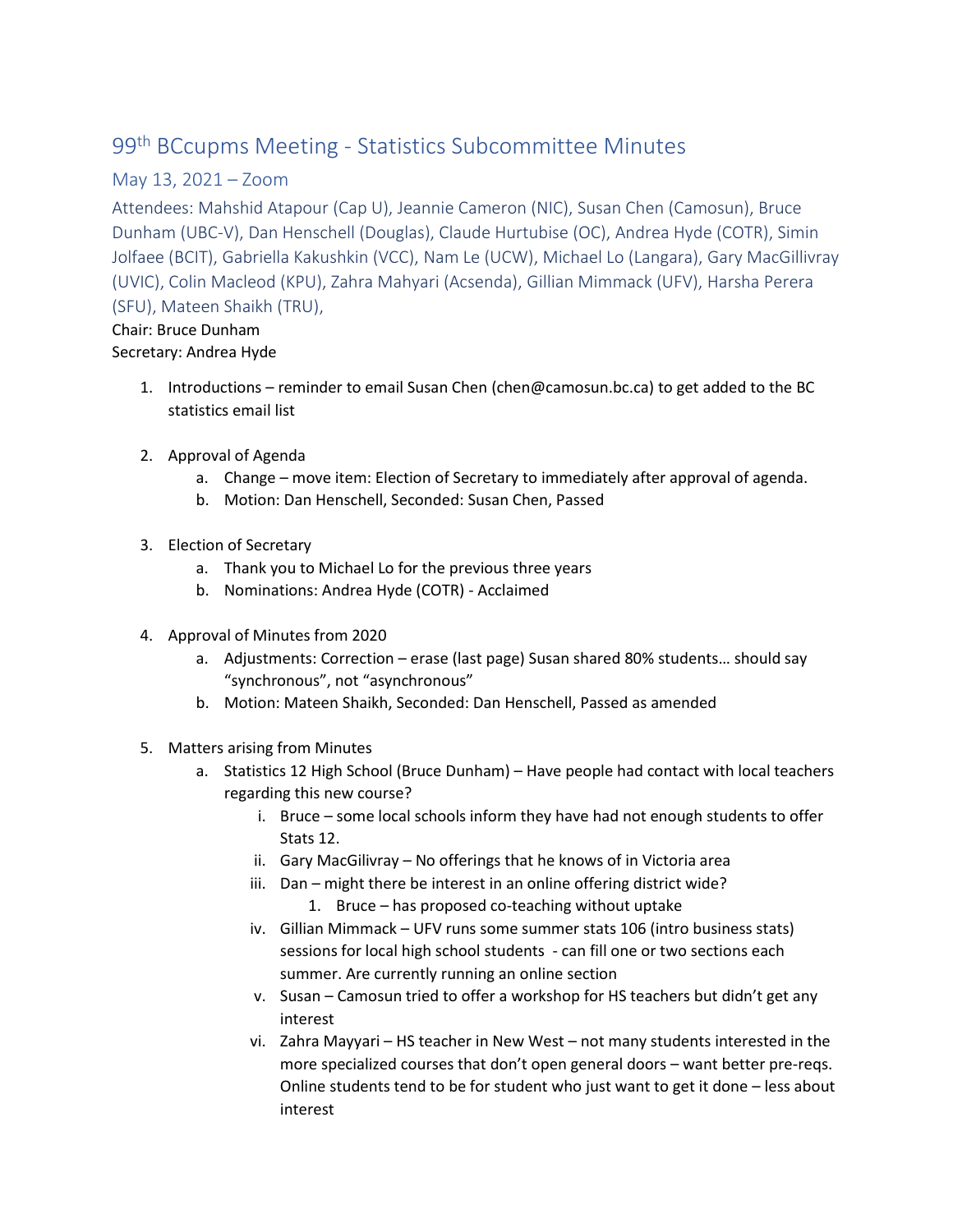# 99th BCcupms Meeting - Statistics Subcommittee Minutes

## May 13, 2021 – Zoom

Attendees: Mahshid Atapour (Cap U), Jeannie Cameron (NIC), Susan Chen (Camosun), Bruce Dunham (UBC-V), Dan Henschell (Douglas), Claude Hurtubise (OC), Andrea Hyde (COTR), Simin Jolfaee (BCIT), Gabriella Kakushkin (VCC), Nam Le (UCW), Michael Lo (Langara), Gary MacGillivray (UVIC), Colin Macleod (KPU), Zahra Mahyari (Acsenda), Gillian Mimmack (UFV), Harsha Perera (SFU), Mateen Shaikh (TRU),

Chair: Bruce Dunham

Secretary: Andrea Hyde

1. Introductions – reminder to email Susan Chen (chen@camosun.bc.ca) to get added to the BC statistics email list

2. Approval of Agenda
   a. Change – move item: Election of Secretary to immediately after approval of agenda.
   b. Motion: Dan Henschell, Seconded: Susan Chen, Passed

3. Election of Secretary
   a. Thank you to Michael Lo for the previous three years
   b. Nominations: Andrea Hyde (COTR) - Acclaimed

4. Approval of Minutes from 2020
   a. Adjustments: Correction – erase (last page) Susan shared 80% students… should say "synchronous", not "asynchronous"
   b. Motion: Mateen Shaikh, Seconded: Dan Henschell, Passed as amended

5. Matters arising from Minutes
   a. Statistics 12 High School (Bruce Dunham) – Have people had contact with local teachers regarding this new course?
      i. Bruce – some local schools inform they have had not enough students to offer Stats 12.
      ii. Gary MacGilivray – No offerings that he knows of in Victoria area
      iii. Dan – might there be interest in an online offering district wide?
         1. Bruce – has proposed co-teaching without uptake
      iv. Gillian Mimmack – UFV runs some summer stats 106 (intro business stats) sessions for local high school students - can fill one or two sections each summer. Are currently running an online section
      v. Susan – Camosun tried to offer a workshop for HS teachers but didn't get any interest
      vi. Zahra Mayyari – HS teacher in New West – not many students interested in the more specialized courses that don't open general doors – want better pre-reqs. Online students tend to be for student who just want to get it done – less about interest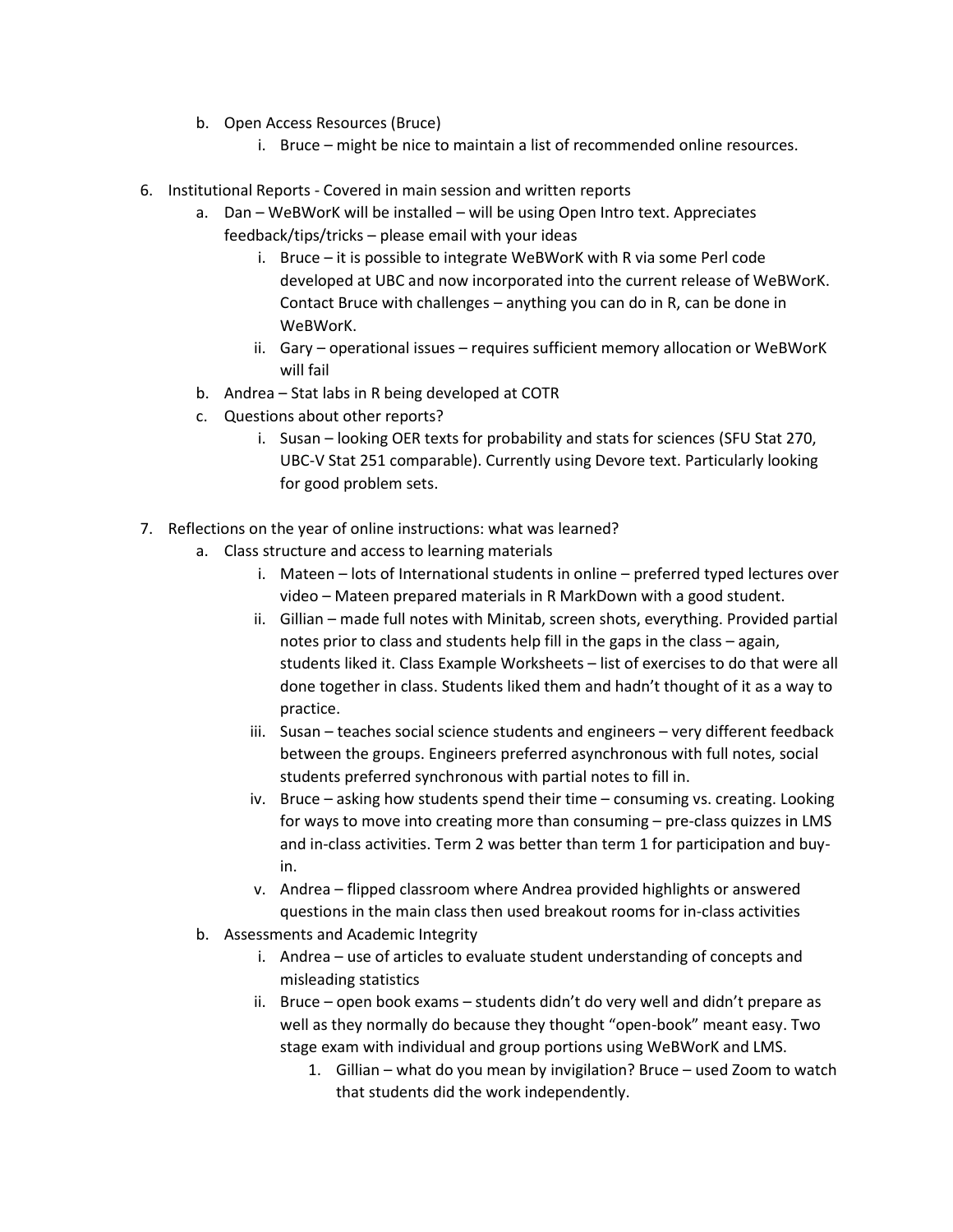b. Open Access Resources (Bruce)
      i. Bruce – might be nice to maintain a list of recommended online resources.

6. Institutional Reports - Covered in main session and written reports
   a. Dan – WeBWorK will be installed – will be using Open Intro text. Appreciates feedback/tips/tricks – please email with your ideas
      i. Bruce – it is possible to integrate WeBWorK with R via some Perl code developed at UBC and now incorporated into the current release of WeBWorK. Contact Bruce with challenges – anything you can do in R, can be done in WeBWorK.
      ii. Gary – operational issues – requires sufficient memory allocation or WeBWorK will fail
   b. Andrea – Stat labs in R being developed at COTR
   c. Questions about other reports?
      i. Susan – looking OER texts for probability and stats for sciences (SFU Stat 270, UBC-V Stat 251 comparable). Currently using Devore text. Particularly looking for good problem sets.

7. Reflections on the year of online instructions: what was learned?
   a. Class structure and access to learning materials
      i. Mateen – lots of International students in online – preferred typed lectures over video – Mateen prepared materials in R MarkDown with a good student.
      ii. Gillian – made full notes with Minitab, screen shots, everything. Provided partial notes prior to class and students help fill in the gaps in the class – again, students liked it. Class Example Worksheets – list of exercises to do that were all done together in class. Students liked them and hadn't thought of it as a way to practice.
      iii. Susan – teaches social science students and engineers – very different feedback between the groups. Engineers preferred asynchronous with full notes, social students preferred synchronous with partial notes to fill in.
      iv. Bruce – asking how students spend their time – consuming vs. creating. Looking for ways to move into creating more than consuming – pre-class quizzes in LMS and in-class activities. Term 2 was better than term 1 for participation and buy-in.
      v. Andrea – flipped classroom where Andrea provided highlights or answered questions in the main class then used breakout rooms for in-class activities
   b. Assessments and Academic Integrity
      i. Andrea – use of articles to evaluate student understanding of concepts and misleading statistics
      ii. Bruce – open book exams – students didn't do very well and didn't prepare as well as they normally do because they thought "open-book" meant easy. Two stage exam with individual and group portions using WeBWorK and LMS.
         1. Gillian – what do you mean by invigilation? Bruce – used Zoom to watch that students did the work independently.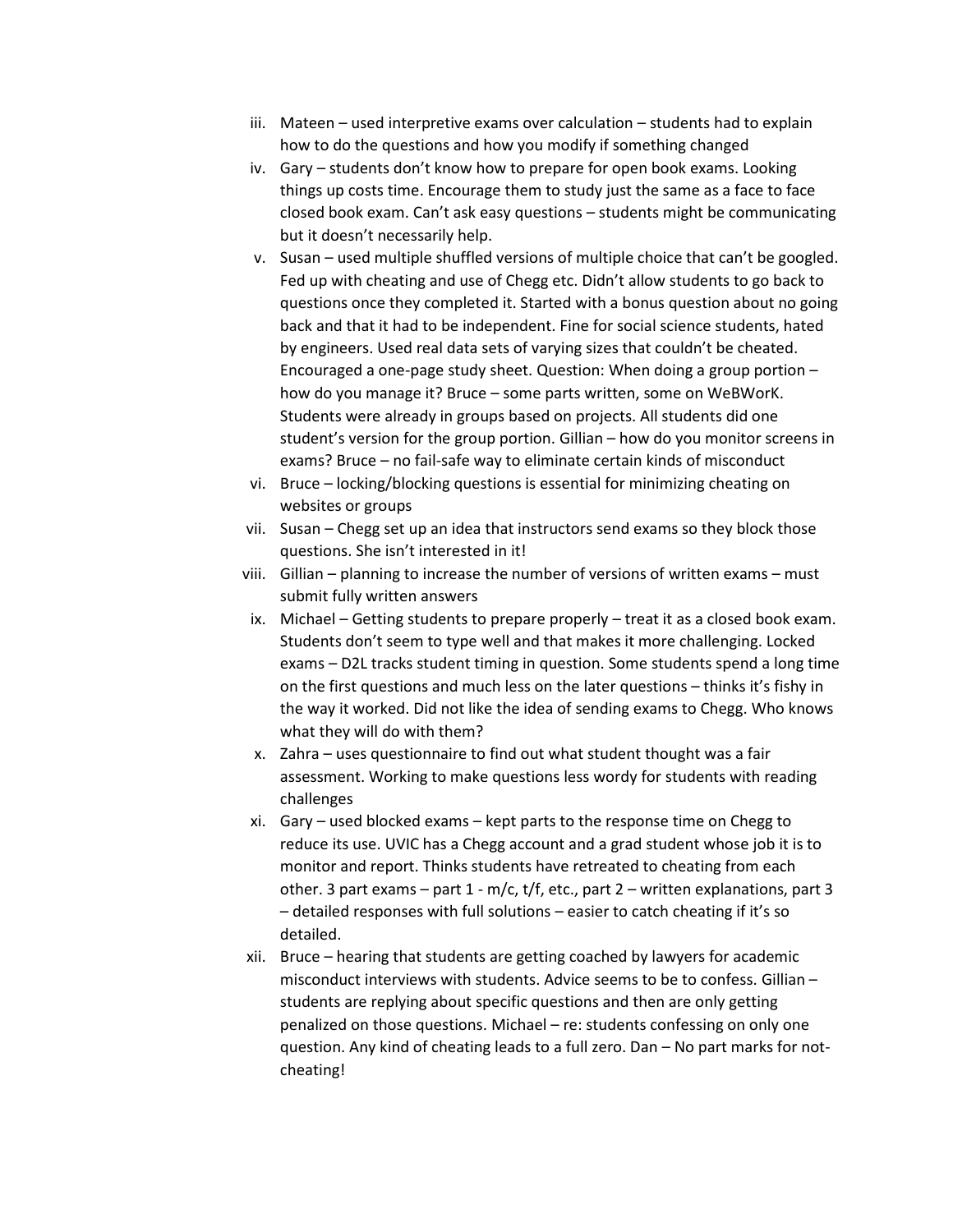iii. Mateen – used interpretive exams over calculation – students had to explain how to do the questions and how you modify if something changed

iv. Gary – students don't know how to prepare for open book exams. Looking things up costs time. Encourage them to study just the same as a face to face closed book exam. Can't ask easy questions – students might be communicating but it doesn't necessarily help.

v. Susan – used multiple shuffled versions of multiple choice that can't be googled. Fed up with cheating and use of Chegg etc. Didn't allow students to go back to questions once they completed it. Started with a bonus question about no going back and that it had to be independent. Fine for social science students, hated by engineers. Used real data sets of varying sizes that couldn't be cheated. Encouraged a one-page study sheet. Question: When doing a group portion – how do you manage it? Bruce – some parts written, some on WeBWorK. Students were already in groups based on projects. All students did one student's version for the group portion. Gillian – how do you monitor screens in exams? Bruce – no fail-safe way to eliminate certain kinds of misconduct

vi. Bruce – locking/blocking questions is essential for minimizing cheating on websites or groups

vii. Susan – Chegg set up an idea that instructors send exams so they block those questions. She isn't interested in it!

viii. Gillian – planning to increase the number of versions of written exams – must submit fully written answers

ix. Michael – Getting students to prepare properly – treat it as a closed book exam. Students don't seem to type well and that makes it more challenging. Locked exams – D2L tracks student timing in question. Some students spend a long time on the first questions and much less on the later questions – thinks it's fishy in the way it worked. Did not like the idea of sending exams to Chegg. Who knows what they will do with them?

x. Zahra – uses questionnaire to find out what student thought was a fair assessment. Working to make questions less wordy for students with reading challenges

xi. Gary – used blocked exams – kept parts to the response time on Chegg to reduce its use. UVIC has a Chegg account and a grad student whose job it is to monitor and report. Thinks students have retreated to cheating from each other. 3 part exams – part 1 - m/c, t/f, etc., part 2 – written explanations, part 3 – detailed responses with full solutions – easier to catch cheating if it's so detailed.

xii. Bruce – hearing that students are getting coached by lawyers for academic misconduct interviews with students. Advice seems to be to confess. Gillian – students are replying about specific questions and then are only getting penalized on those questions. Michael – re: students confessing on only one question. Any kind of cheating leads to a full zero. Dan – No part marks for not-cheating!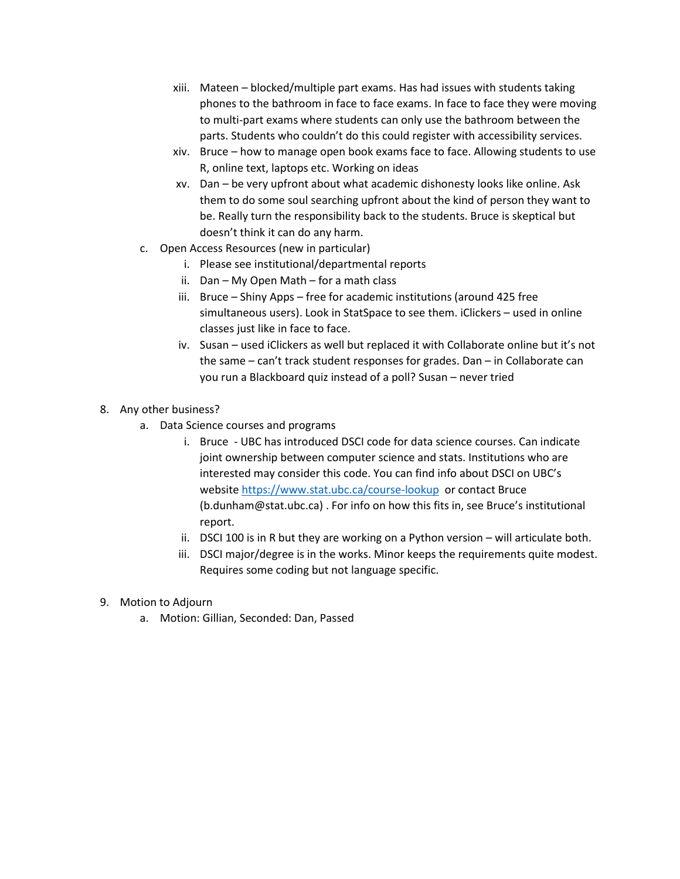xiii. Mateen – blocked/multiple part exams. Has had issues with students taking phones to the bathroom in face to face exams. In face to face they were moving to multi-part exams where students can only use the bathroom between the parts. Students who couldn't do this could register with accessibility services.

    xiv. Bruce – how to manage open book exams face to face. Allowing students to use R, online text, laptops etc. Working on ideas

    xv. Dan – be very upfront about what academic dishonesty looks like online. Ask them to do some soul searching upfront about the kind of person they want to be. Really turn the responsibility back to the students. Bruce is skeptical but doesn't think it can do any harm.

  c. Open Access Resources (new in particular)

    i. Please see institutional/departmental reports

    ii. Dan – My Open Math – for a math class

    iii. Bruce – Shiny Apps – free for academic institutions (around 425 free simultaneous users). Look in StatSpace to see them. iClickers – used in online classes just like in face to face.

    iv. Susan – used iClickers as well but replaced it with Collaborate online but it's not the same – can't track student responses for grades. Dan – in Collaborate can you run a Blackboard quiz instead of a poll? Susan – never tried

8. Any other business?

  a. Data Science courses and programs

    i. Bruce - UBC has introduced DSCI code for data science courses. Can indicate joint ownership between computer science and stats. Institutions who are interested may consider this code. You can find info about DSCI on UBC's website https://www.stat.ubc.ca/course-lookup or contact Bruce (b.dunham@stat.ubc.ca) . For info on how this fits in, see Bruce's institutional report.

    ii. DSCI 100 is in R but they are working on a Python version – will articulate both.

    iii. DSCI major/degree is in the works. Minor keeps the requirements quite modest. Requires some coding but not language specific.

9. Motion to Adjourn

  a. Motion: Gillian, Seconded: Dan, Passed